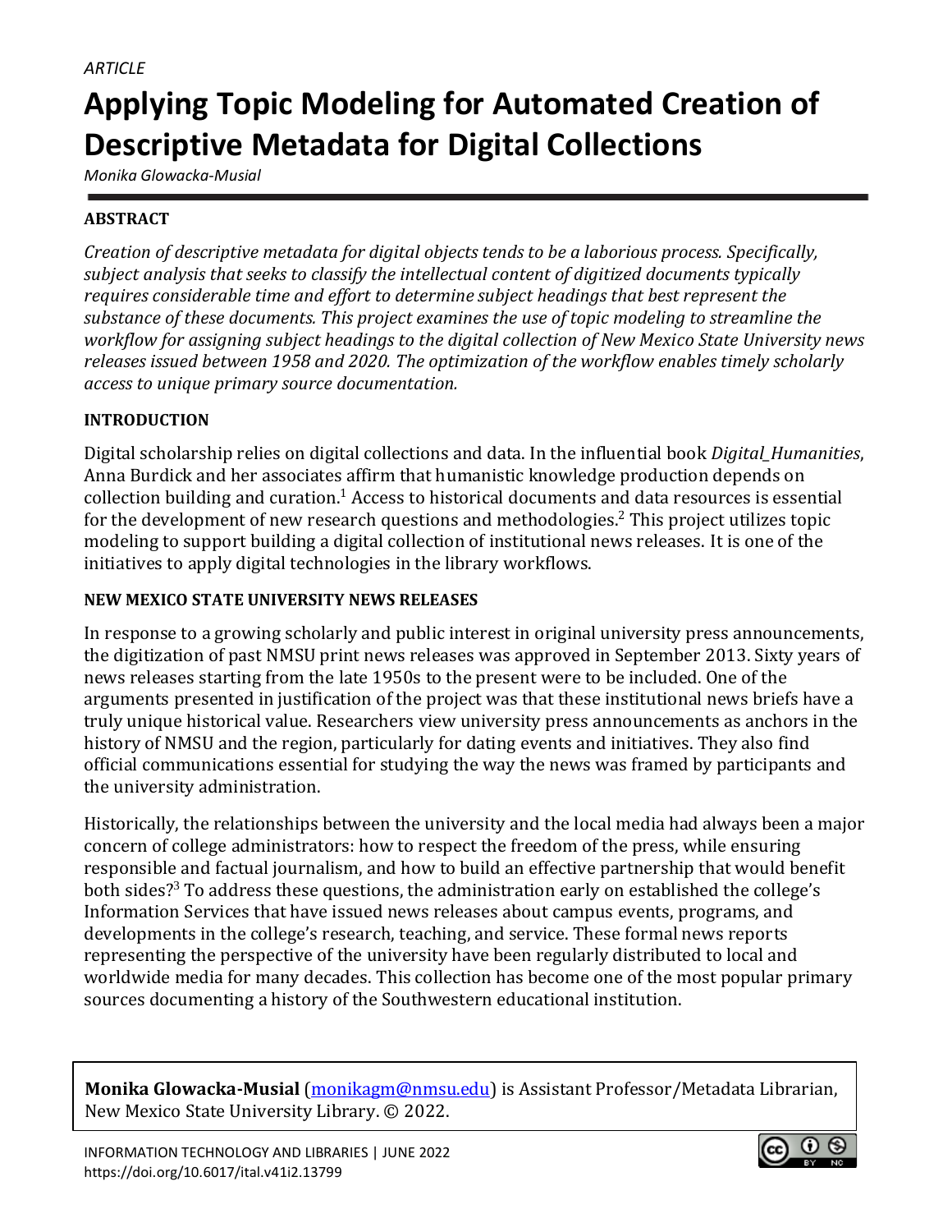*ARTICLE*

# Applying Topic Modeling for Automated Creation of Descriptive Metadata for Digital Collections

*Monika Glowacka-Musial*

## ABSTRACT

*Creation of descriptive metadata for digital objects tends to be a laborious process. Specifically, subject analysis that seeks to classify the intellectual content of digitized documents typically requires considerable time and effort to determine subject headings that best represent the substance of these documents. This project examines the use of topic modeling to streamline the workflow for assigning subject headings to the digital collection of New Mexico State University news releases issued between 1958 and 2020. The optimization of the workflow enables timely scholarly access to unique primary source documentation.*

## INTRODUCTION

Digital scholarship relies on digital collections and data. In the influential book *Digital_Humanities*, Anna Burdick and her associates affirm that humanistic knowledge production depends on collection building and curation.[1] Access to historical documents and data resources is essential for the development of new research questions and methodologies.[2] This project utilizes topic modeling to support building a digital collection of institutional news releases. It is one of the initiatives to apply digital technologies in the library workflows.

## NEW MEXICO STATE UNIVERSITY NEWS RELEASES

In response to a growing scholarly and public interest in original university press announcements, the digitization of past NMSU print news releases was approved in September 2013. Sixty years of news releases starting from the late 1950s to the present were to be included. One of the arguments presented in justification of the project was that these institutional news briefs have a truly unique historical value. Researchers view university press announcements as anchors in the history of NMSU and the region, particularly for dating events and initiatives. They also find official communications essential for studying the way the news was framed by participants and the university administration.

Historically, the relationships between the university and the local media had always been a major concern of college administrators: how to respect the freedom of the press, while ensuring responsible and factual journalism, and how to build an effective partnership that would benefit both sides?[3] To address these questions, the administration early on established the college's Information Services that have issued news releases about campus events, programs, and developments in the college's research, teaching, and service. These formal news reports representing the perspective of the university have been regularly distributed to local and worldwide media for many decades. This collection has become one of the most popular primary sources documenting a history of the Southwestern educational institution.

**Monika Glowacka-Musial** (monikagm@nmsu.edu) is Assistant Professor/Metadata Librarian, New Mexico State University Library. © 2022.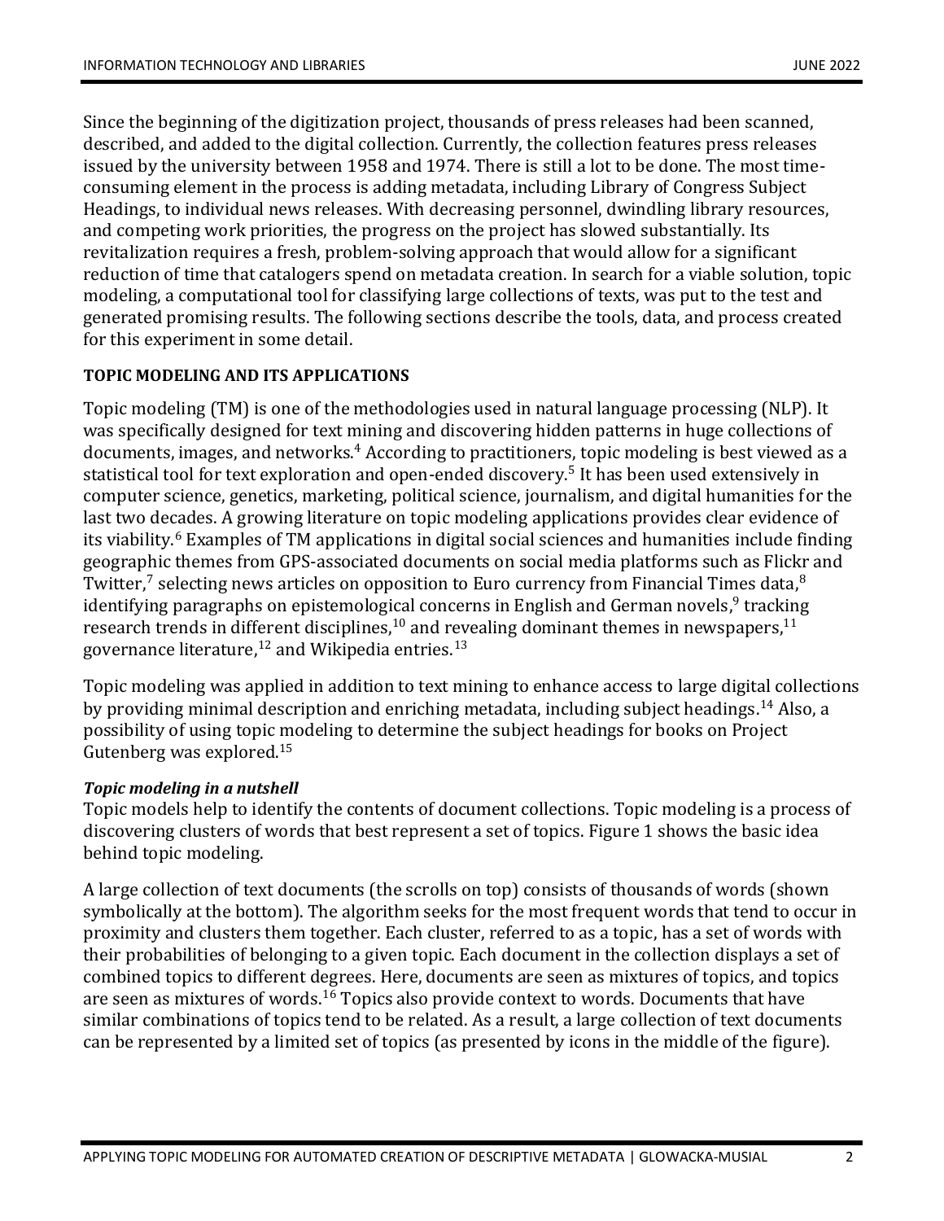Since the beginning of the digitization project, thousands of press releases had been scanned, described, and added to the digital collection. Currently, the collection features press releases issued by the university between 1958 and 1974. There is still a lot to be done. The most time-consuming element in the process is adding metadata, including Library of Congress Subject Headings, to individual news releases. With decreasing personnel, dwindling library resources, and competing work priorities, the progress on the project has slowed substantially. Its revitalization requires a fresh, problem-solving approach that would allow for a significant reduction of time that catalogers spend on metadata creation. In search for a viable solution, topic modeling, a computational tool for classifying large collections of texts, was put to the test and generated promising results. The following sections describe the tools, data, and process created for this experiment in some detail.

## TOPIC MODELING AND ITS APPLICATIONS

Topic modeling (TM) is one of the methodologies used in natural language processing (NLP). It was specifically designed for text mining and discovering hidden patterns in huge collections of documents, images, and networks.[4] According to practitioners, topic modeling is best viewed as a statistical tool for text exploration and open-ended discovery.[5] It has been used extensively in computer science, genetics, marketing, political science, journalism, and digital humanities for the last two decades. A growing literature on topic modeling applications provides clear evidence of its viability.[6] Examples of TM applications in digital social sciences and humanities include finding geographic themes from GPS-associated documents on social media platforms such as Flickr and Twitter,[7] selecting news articles on opposition to Euro currency from Financial Times data,[8] identifying paragraphs on epistemological concerns in English and German novels,[9] tracking research trends in different disciplines,[10] and revealing dominant themes in newspapers,[11] governance literature,[12] and Wikipedia entries.[13]

Topic modeling was applied in addition to text mining to enhance access to large digital collections by providing minimal description and enriching metadata, including subject headings.[14] Also, a possibility of using topic modeling to determine the subject headings for books on Project Gutenberg was explored.[15]

### *Topic modeling in a nutshell*

Topic models help to identify the contents of document collections. Topic modeling is a process of discovering clusters of words that best represent a set of topics. Figure 1 shows the basic idea behind topic modeling.

A large collection of text documents (the scrolls on top) consists of thousands of words (shown symbolically at the bottom). The algorithm seeks for the most frequent words that tend to occur in proximity and clusters them together. Each cluster, referred to as a topic, has a set of words with their probabilities of belonging to a given topic. Each document in the collection displays a set of combined topics to different degrees. Here, documents are seen as mixtures of topics, and topics are seen as mixtures of words.[16] Topics also provide context to words. Documents that have similar combinations of topics tend to be related. As a result, a large collection of text documents can be represented by a limited set of topics (as presented by icons in the middle of the figure).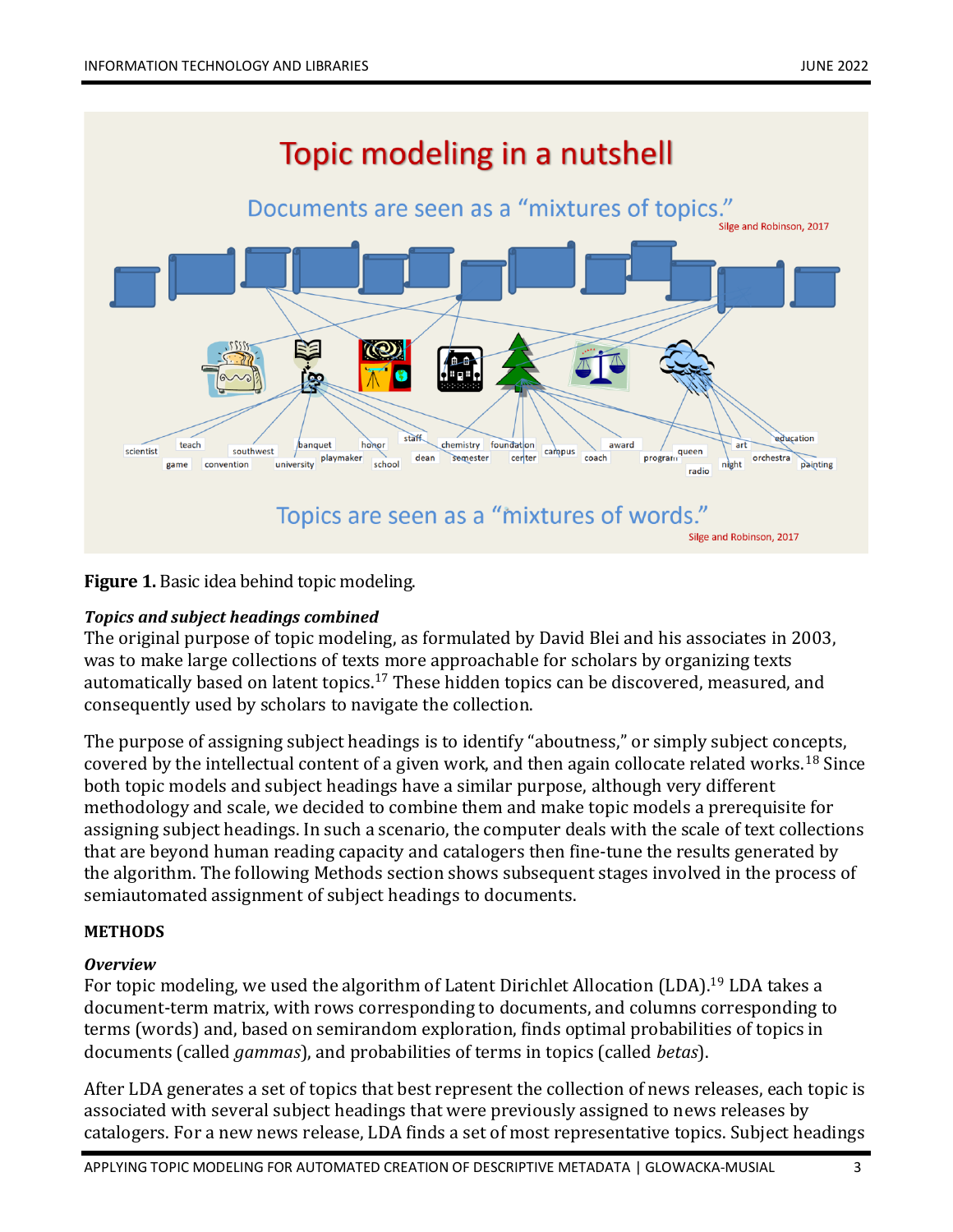**Figure 1.** Basic idea behind topic modeling.

### *Topics and subject headings combined*

The original purpose of topic modeling, as formulated by David Blei and his associates in 2003, was to make large collections of texts more approachable for scholars by organizing texts automatically based on latent topics.[17] These hidden topics can be discovered, measured, and consequently used by scholars to navigate the collection.

The purpose of assigning subject headings is to identify "aboutness," or simply subject concepts, covered by the intellectual content of a given work, and then again collocate related works.[18] Since both topic models and subject headings have a similar purpose, although very different methodology and scale, we decided to combine them and make topic models a prerequisite for assigning subject headings. In such a scenario, the computer deals with the scale of text collections that are beyond human reading capacity and catalogers then fine-tune the results generated by the algorithm. The following Methods section shows subsequent stages involved in the process of semiautomated assignment of subject headings to documents.

## METHODS

### *Overview*

For topic modeling, we used the algorithm of Latent Dirichlet Allocation (LDA).[19] LDA takes a document-term matrix, with rows corresponding to documents, and columns corresponding to terms (words) and, based on semirandom exploration, finds optimal probabilities of topics in documents (called *gammas*), and probabilities of terms in topics (called *betas*).

After LDA generates a set of topics that best represent the collection of news releases, each topic is associated with several subject headings that were previously assigned to news releases by catalogers. For a new news release, LDA finds a set of most representative topics. Subject headings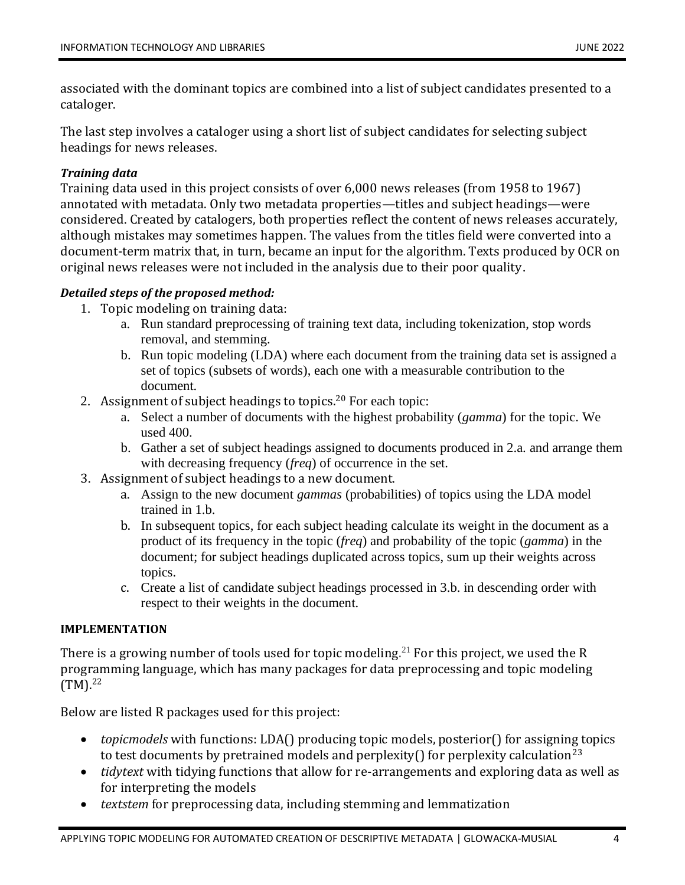associated with the dominant topics are combined into a list of subject candidates presented to a cataloger.

The last step involves a cataloger using a short list of subject candidates for selecting subject headings for news releases.

***Training data***

Training data used in this project consists of over 6,000 news releases (from 1958 to 1967) annotated with metadata. Only two metadata properties—titles and subject headings—were considered. Created by catalogers, both properties reflect the content of news releases accurately, although mistakes may sometimes happen. The values from the titles field were converted into a document-term matrix that, in turn, became an input for the algorithm. Texts produced by OCR on original news releases were not included in the analysis due to their poor quality.

***Detailed steps of the proposed method:***

1. Topic modeling on training data:
    a. Run standard preprocessing of training text data, including tokenization, stop words removal, and stemming.
    b. Run topic modeling (LDA) where each document from the training data set is assigned a set of topics (subsets of words), each one with a measurable contribution to the document.
2. Assignment of subject headings to topics.[20] For each topic:
    a. Select a number of documents with the highest probability (*gamma*) for the topic. We used 400.
    b. Gather a set of subject headings assigned to documents produced in 2.a. and arrange them with decreasing frequency (*freq*) of occurrence in the set.
3. Assignment of subject headings to a new document.
    a. Assign to the new document *gammas* (probabilities) of topics using the LDA model trained in 1.b.
    b. In subsequent topics, for each subject heading calculate its weight in the document as a product of its frequency in the topic (*freq*) and probability of the topic (*gamma*) in the document; for subject headings duplicated across topics, sum up their weights across topics.
    c. Create a list of candidate subject headings processed in 3.b. in descending order with respect to their weights in the document.

**IMPLEMENTATION**

There is a growing number of tools used for topic modeling.[21] For this project, we used the R programming language, which has many packages for data preprocessing and topic modeling (TM).[22]

Below are listed R packages used for this project:

- *topicmodels* with functions: LDA() producing topic models, posterior() for assigning topics to test documents by pretrained models and perplexity() for perplexity calculation[23]
- *tidytext* with tidying functions that allow for re-arrangements and exploring data as well as for interpreting the models
- *textstem* for preprocessing data, including stemming and lemmatization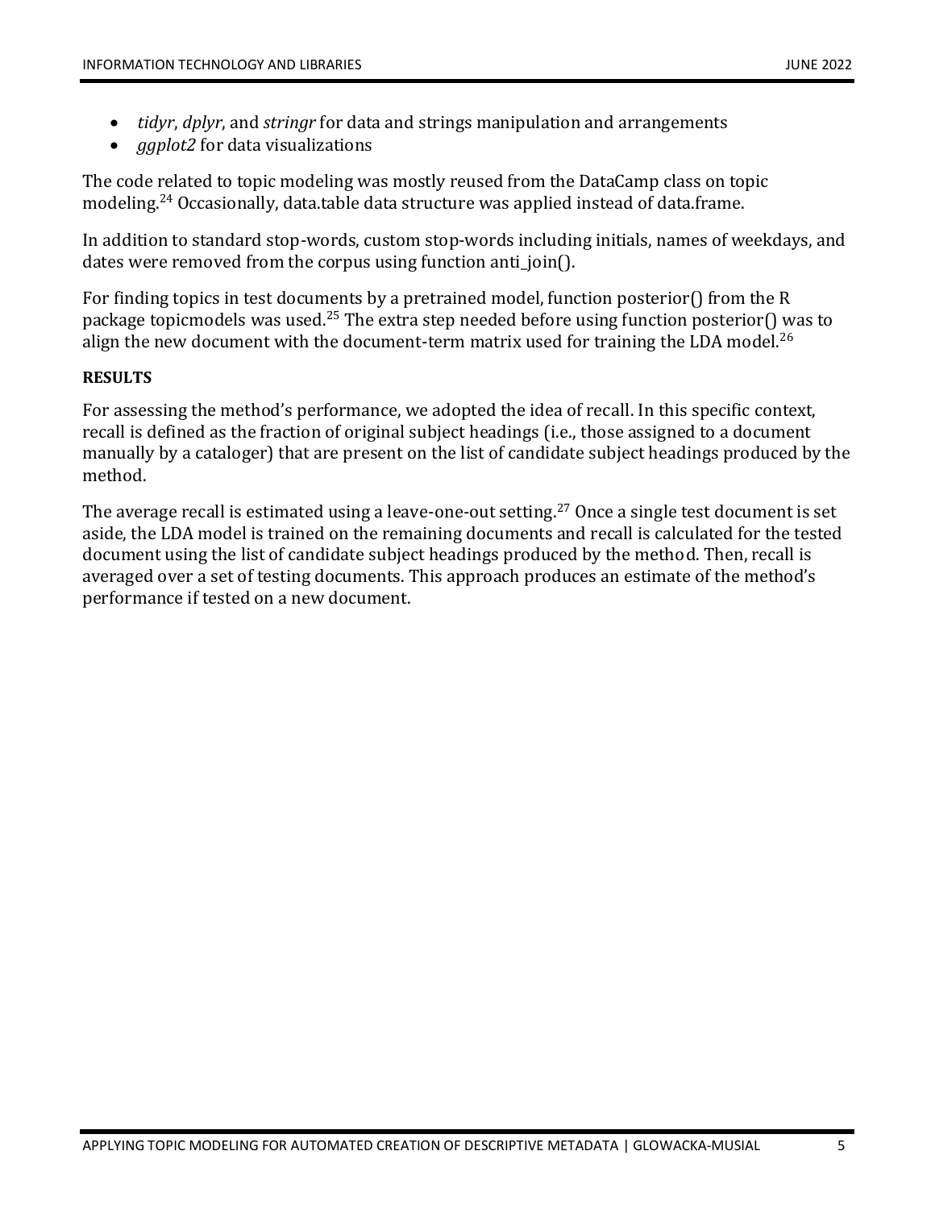- *tidyr*, *dplyr*, and *stringr* for data and strings manipulation and arrangements
- *ggplot2* for data visualizations

The code related to topic modeling was mostly reused from the DataCamp class on topic modeling.[24] Occasionally, data.table data structure was applied instead of data.frame.

In addition to standard stop-words, custom stop-words including initials, names of weekdays, and dates were removed from the corpus using function anti_join().

For finding topics in test documents by a pretrained model, function posterior() from the R package topicmodels was used.[25] The extra step needed before using function posterior() was to align the new document with the document-term matrix used for training the LDA model.[26]

## RESULTS

For assessing the method's performance, we adopted the idea of recall. In this specific context, recall is defined as the fraction of original subject headings (i.e., those assigned to a document manually by a cataloger) that are present on the list of candidate subject headings produced by the method.

The average recall is estimated using a leave-one-out setting.[27] Once a single test document is set aside, the LDA model is trained on the remaining documents and recall is calculated for the tested document using the list of candidate subject headings produced by the method. Then, recall is averaged over a set of testing documents. This approach produces an estimate of the method's performance if tested on a new document.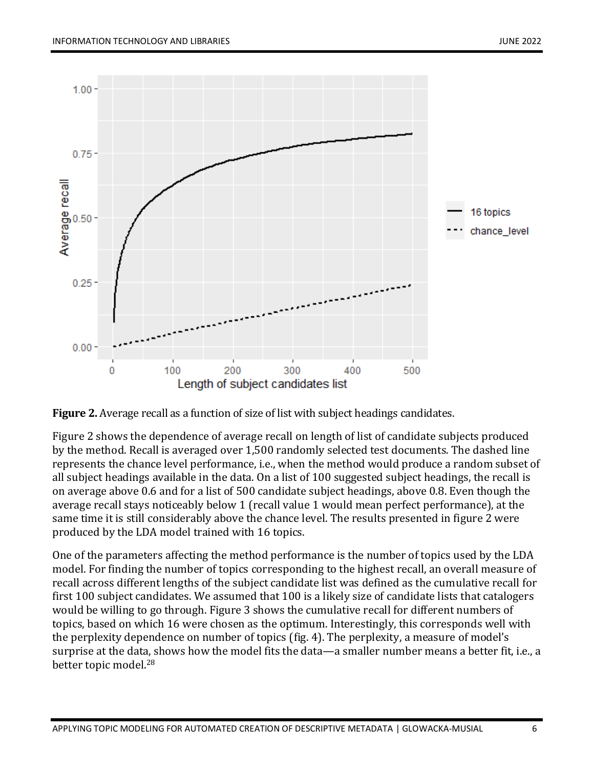**Figure 2.** Average recall as a function of size of list with subject headings candidates.

Figure 2 shows the dependence of average recall on length of list of candidate subjects produced by the method. Recall is averaged over 1,500 randomly selected test documents. The dashed line represents the chance level performance, i.e., when the method would produce a random subset of all subject headings available in the data. On a list of 100 suggested subject headings, the recall is on average above 0.6 and for a list of 500 candidate subject headings, above 0.8. Even though the average recall stays noticeably below 1 (recall value 1 would mean perfect performance), at the same time it is still considerably above the chance level. The results presented in figure 2 were produced by the LDA model trained with 16 topics.

One of the parameters affecting the method performance is the number of topics used by the LDA model. For finding the number of topics corresponding to the highest recall, an overall measure of recall across different lengths of the subject candidate list was defined as the cumulative recall for first 100 subject candidates. We assumed that 100 is a likely size of candidate lists that catalogers would be willing to go through. Figure 3 shows the cumulative recall for different numbers of topics, based on which 16 were chosen as the optimum. Interestingly, this corresponds well with the perplexity dependence on number of topics (fig. 4). The perplexity, a measure of model's surprise at the data, shows how the model fits the data—a smaller number means a better fit, i.e., a better topic model.[28]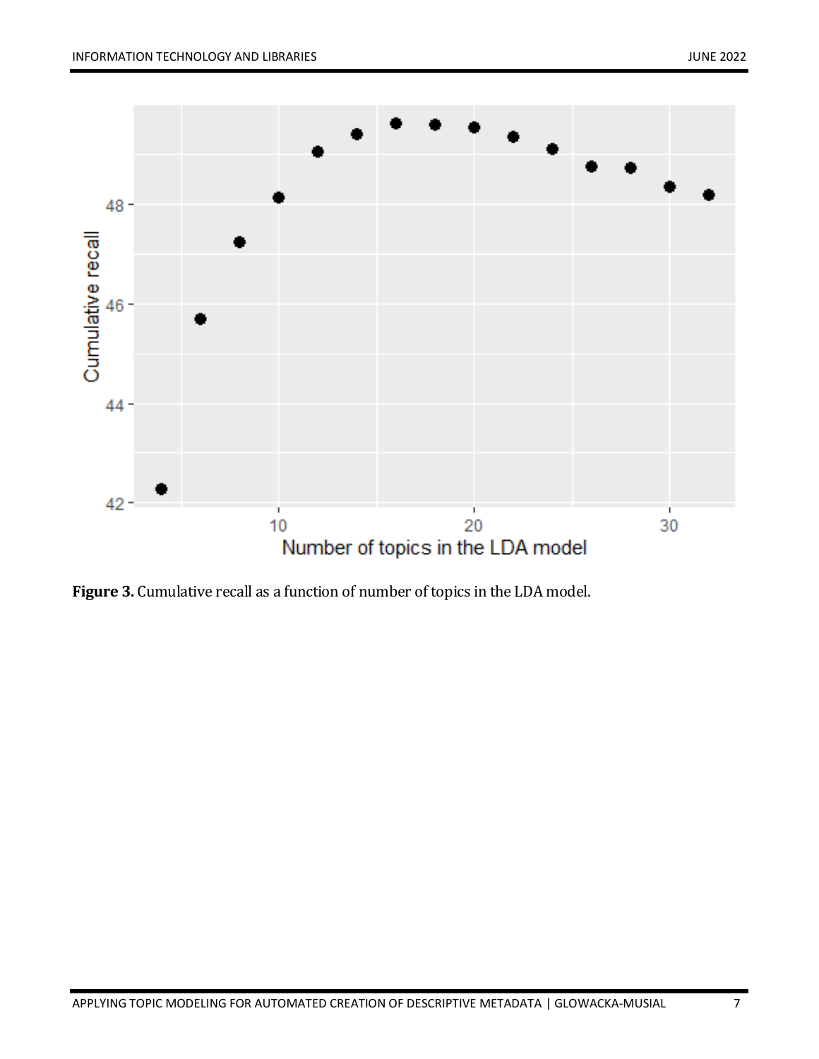**Figure 3.** Cumulative recall as a function of number of topics in the LDA model.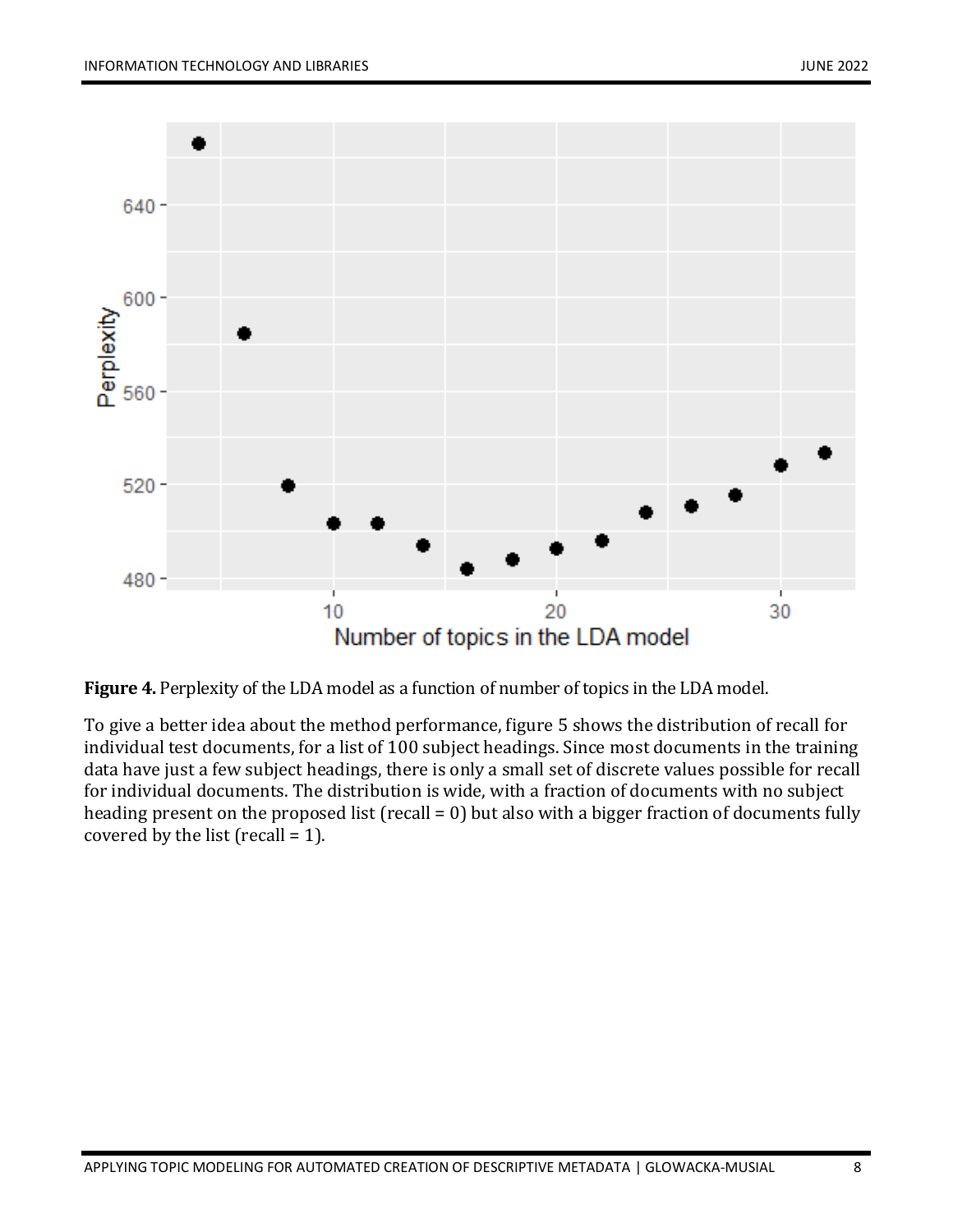**Figure 4.** Perplexity of the LDA model as a function of number of topics in the LDA model.

To give a better idea about the method performance, figure 5 shows the distribution of recall for individual test documents, for a list of 100 subject headings. Since most documents in the training data have just a few subject headings, there is only a small set of discrete values possible for recall for individual documents. The distribution is wide, with a fraction of documents with no subject heading present on the proposed list (recall = 0) but also with a bigger fraction of documents fully covered by the list (recall = 1).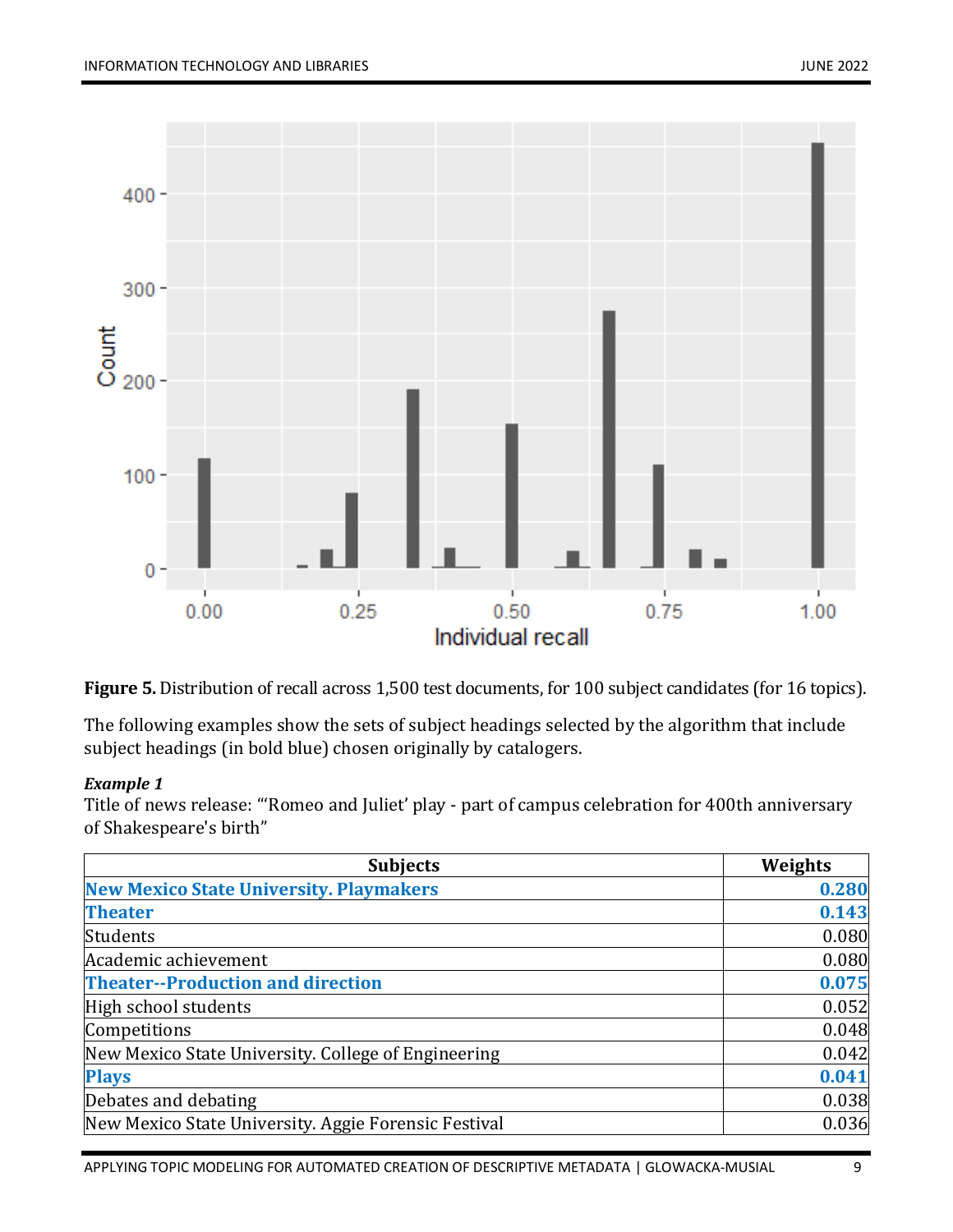**Figure 5.** Distribution of recall across 1,500 test documents, for 100 subject candidates (for 16 topics).

The following examples show the sets of subject headings selected by the algorithm that include subject headings (in bold blue) chosen originally by catalogers.

***Example 1***

Title of news release: "'Romeo and Juliet' play - part of campus celebration for 400th anniversary of Shakespeare's birth"

| Subjects | Weights |
|---|---|
| **New Mexico State University. Playmakers** | **0.280** |
| **Theater** | **0.143** |
| Students | 0.080 |
| Academic achievement | 0.080 |
| **Theater--Production and direction** | **0.075** |
| High school students | 0.052 |
| Competitions | 0.048 |
| New Mexico State University. College of Engineering | 0.042 |
| **Plays** | **0.041** |
| Debates and debating | 0.038 |
| New Mexico State University. Aggie Forensic Festival | 0.036 |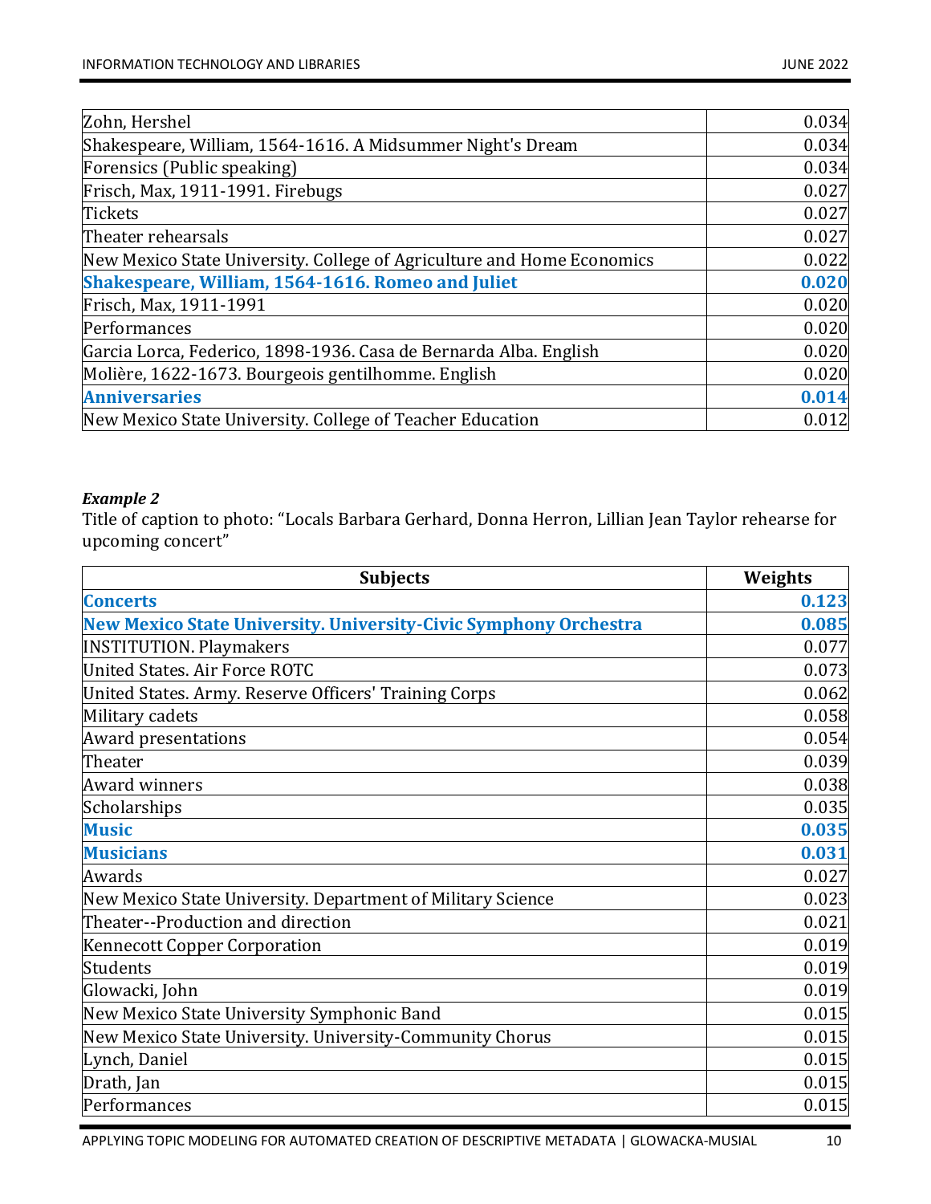| | |
|---|---|
| Zohn, Hershel | 0.034 |
| Shakespeare, William, 1564-1616. A Midsummer Night's Dream | 0.034 |
| Forensics (Public speaking) | 0.034 |
| Frisch, Max, 1911-1991. Firebugs | 0.027 |
| Tickets | 0.027 |
| Theater rehearsals | 0.027 |
| New Mexico State University. College of Agriculture and Home Economics | 0.022 |
| **Shakespeare, William, 1564-1616. Romeo and Juliet** | **0.020** |
| Frisch, Max, 1911-1991 | 0.020 |
| Performances | 0.020 |
| Garcia Lorca, Federico, 1898-1936. Casa de Bernarda Alba. English | 0.020 |
| Molière, 1622-1673. Bourgeois gentilhomme. English | 0.020 |
| **Anniversaries** | **0.014** |
| New Mexico State University. College of Teacher Education | 0.012 |

***Example 2***

Title of caption to photo: "Locals Barbara Gerhard, Donna Herron, Lillian Jean Taylor rehearse for upcoming concert"

| Subjects | Weights |
|---|---|
| **Concerts** | **0.123** |
| **New Mexico State University. University-Civic Symphony Orchestra** | **0.085** |
| INSTITUTION. Playmakers | 0.077 |
| United States. Air Force ROTC | 0.073 |
| United States. Army. Reserve Officers' Training Corps | 0.062 |
| Military cadets | 0.058 |
| Award presentations | 0.054 |
| Theater | 0.039 |
| Award winners | 0.038 |
| Scholarships | 0.035 |
| **Music** | **0.035** |
| **Musicians** | **0.031** |
| Awards | 0.027 |
| New Mexico State University. Department of Military Science | 0.023 |
| Theater--Production and direction | 0.021 |
| Kennecott Copper Corporation | 0.019 |
| Students | 0.019 |
| Glowacki, John | 0.019 |
| New Mexico State University Symphonic Band | 0.015 |
| New Mexico State University. University-Community Chorus | 0.015 |
| Lynch, Daniel | 0.015 |
| Drath, Jan | 0.015 |
| Performances | 0.015 |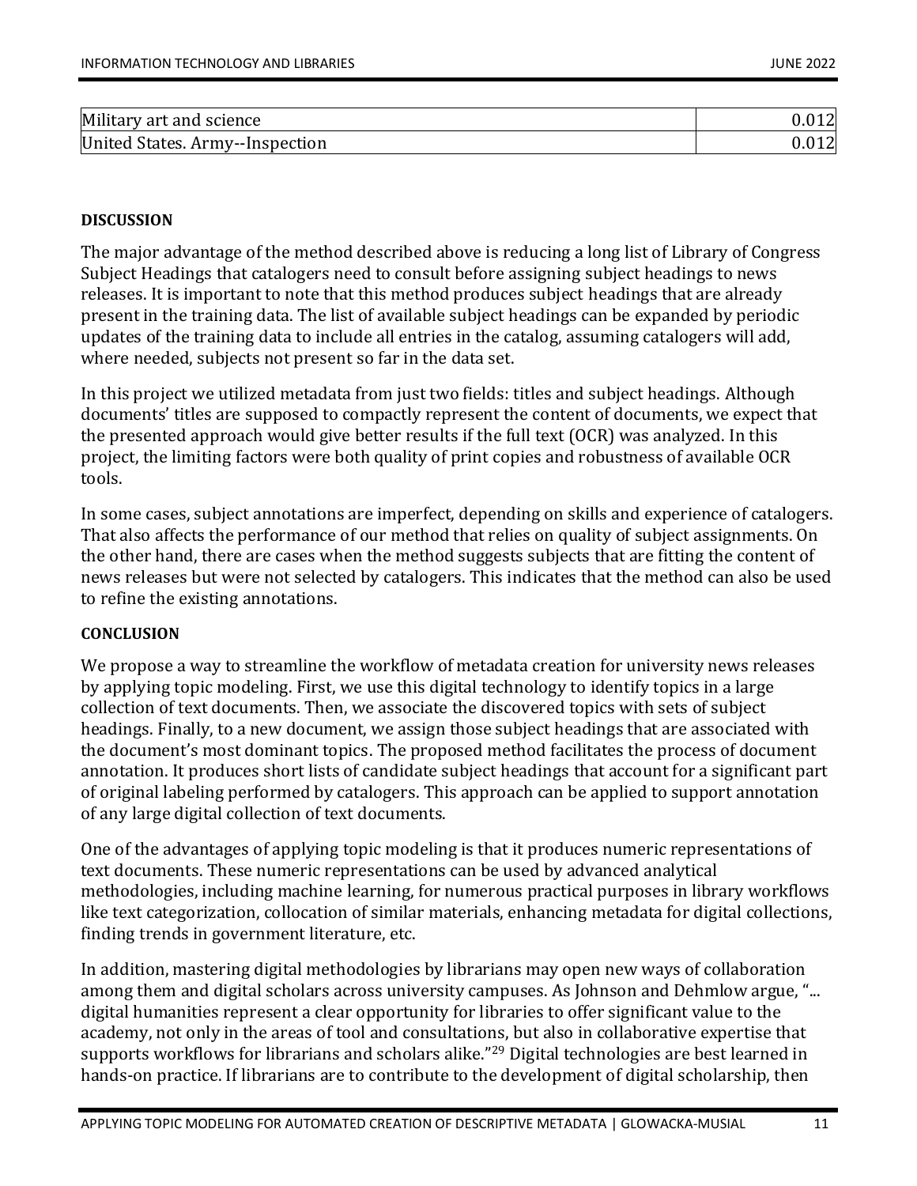| Military art and science | 0.012 |
|---|---|
| United States. Army--Inspection | 0.012 |

## DISCUSSION

The major advantage of the method described above is reducing a long list of Library of Congress Subject Headings that catalogers need to consult before assigning subject headings to news releases. It is important to note that this method produces subject headings that are already present in the training data. The list of available subject headings can be expanded by periodic updates of the training data to include all entries in the catalog, assuming catalogers will add, where needed, subjects not present so far in the data set.

In this project we utilized metadata from just two fields: titles and subject headings. Although documents' titles are supposed to compactly represent the content of documents, we expect that the presented approach would give better results if the full text (OCR) was analyzed. In this project, the limiting factors were both quality of print copies and robustness of available OCR tools.

In some cases, subject annotations are imperfect, depending on skills and experience of catalogers. That also affects the performance of our method that relies on quality of subject assignments. On the other hand, there are cases when the method suggests subjects that are fitting the content of news releases but were not selected by catalogers. This indicates that the method can also be used to refine the existing annotations.

## CONCLUSION

We propose a way to streamline the workflow of metadata creation for university news releases by applying topic modeling. First, we use this digital technology to identify topics in a large collection of text documents. Then, we associate the discovered topics with sets of subject headings. Finally, to a new document, we assign those subject headings that are associated with the document's most dominant topics. The proposed method facilitates the process of document annotation. It produces short lists of candidate subject headings that account for a significant part of original labeling performed by catalogers. This approach can be applied to support annotation of any large digital collection of text documents.

One of the advantages of applying topic modeling is that it produces numeric representations of text documents. These numeric representations can be used by advanced analytical methodologies, including machine learning, for numerous practical purposes in library workflows like text categorization, collocation of similar materials, enhancing metadata for digital collections, finding trends in government literature, etc.

In addition, mastering digital methodologies by librarians may open new ways of collaboration among them and digital scholars across university campuses. As Johnson and Dehmlow argue, "... digital humanities represent a clear opportunity for libraries to offer significant value to the academy, not only in the areas of tool and consultations, but also in collaborative expertise that supports workflows for librarians and scholars alike."[29] Digital technologies are best learned in hands-on practice. If librarians are to contribute to the development of digital scholarship, then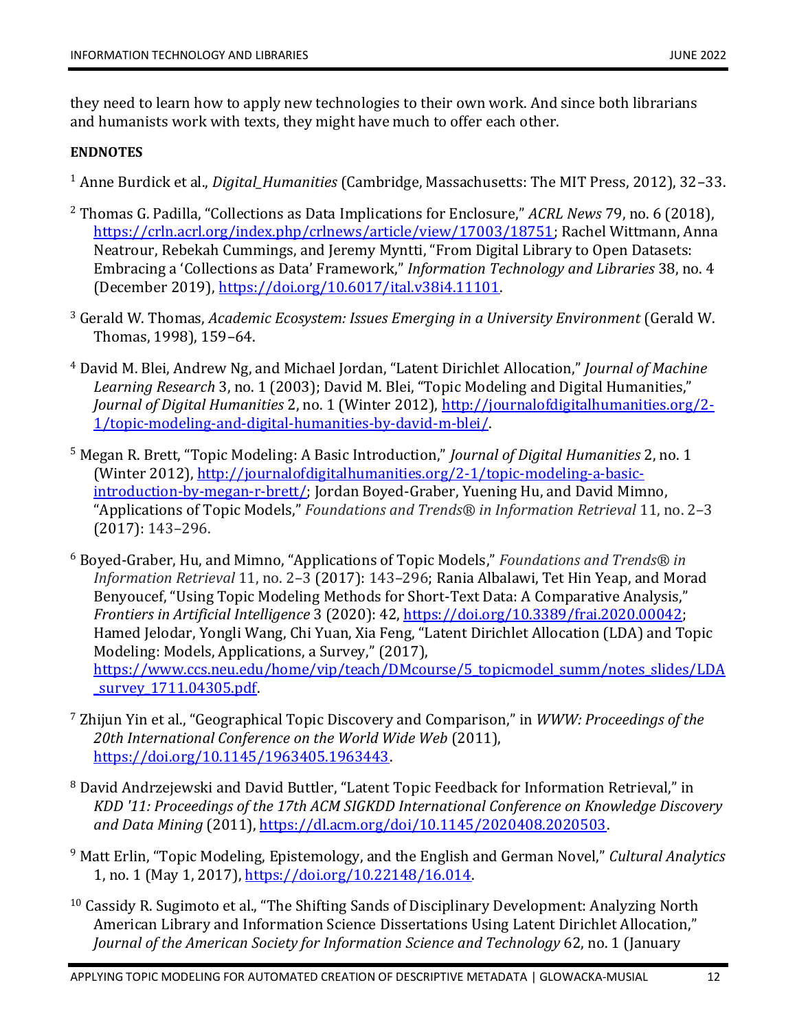they need to learn how to apply new technologies to their own work. And since both librarians and humanists work with texts, they might have much to offer each other.

**ENDNOTES**

[1] Anne Burdick et al., *Digital_Humanities* (Cambridge, Massachusetts: The MIT Press, 2012), 32–33.

[2] Thomas G. Padilla, "Collections as Data Implications for Enclosure," *ACRL News* 79, no. 6 (2018), https://crln.acrl.org/index.php/crlnews/article/view/17003/18751; Rachel Wittmann, Anna Neatrour, Rebekah Cummings, and Jeremy Myntti, "From Digital Library to Open Datasets: Embracing a 'Collections as Data' Framework," *Information Technology and Libraries* 38, no. 4 (December 2019), https://doi.org/10.6017/ital.v38i4.11101.

[3] Gerald W. Thomas, *Academic Ecosystem: Issues Emerging in a University Environment* (Gerald W. Thomas, 1998), 159–64.

[4] David M. Blei, Andrew Ng, and Michael Jordan, "Latent Dirichlet Allocation," *Journal of Machine Learning Research* 3, no. 1 (2003); David M. Blei, "Topic Modeling and Digital Humanities," *Journal of Digital Humanities* 2, no. 1 (Winter 2012), http://journalofdigitalhumanities.org/2-1/topic-modeling-and-digital-humanities-by-david-m-blei/.

[5] Megan R. Brett, "Topic Modeling: A Basic Introduction," *Journal of Digital Humanities* 2, no. 1 (Winter 2012), http://journalofdigitalhumanities.org/2-1/topic-modeling-a-basic-introduction-by-megan-r-brett/; Jordan Boyed-Graber, Yuening Hu, and David Mimno, "Applications of Topic Models," *Foundations and Trends® in Information Retrieval* 11, no. 2–3 (2017): 143–296.

[6] Boyed-Graber, Hu, and Mimno, "Applications of Topic Models," *Foundations and Trends® in Information Retrieval* 11, no. 2–3 (2017): 143–296; Rania Albalawi, Tet Hin Yeap, and Morad Benyoucef, "Using Topic Modeling Methods for Short-Text Data: A Comparative Analysis," *Frontiers in Artificial Intelligence* 3 (2020): 42, https://doi.org/10.3389/frai.2020.00042; Hamed Jelodar, Yongli Wang, Chi Yuan, Xia Feng, "Latent Dirichlet Allocation (LDA) and Topic Modeling: Models, Applications, a Survey," (2017), https://www.ccs.neu.edu/home/vip/teach/DMcourse/5_topicmodel_summ/notes_slides/LDA_survey_1711.04305.pdf.

[7] Zhijun Yin et al., "Geographical Topic Discovery and Comparison," in *WWW: Proceedings of the 20th International Conference on the World Wide Web* (2011), https://doi.org/10.1145/1963405.1963443.

[8] David Andrzejewski and David Buttler, "Latent Topic Feedback for Information Retrieval," in *KDD '11: Proceedings of the 17th ACM SIGKDD International Conference on Knowledge Discovery and Data Mining* (2011), https://dl.acm.org/doi/10.1145/2020408.2020503.

[9] Matt Erlin, "Topic Modeling, Epistemology, and the English and German Novel," *Cultural Analytics* 1, no. 1 (May 1, 2017), https://doi.org/10.22148/16.014.

[10] Cassidy R. Sugimoto et al., "The Shifting Sands of Disciplinary Development: Analyzing North American Library and Information Science Dissertations Using Latent Dirichlet Allocation," *Journal of the American Society for Information Science and Technology* 62, no. 1 (January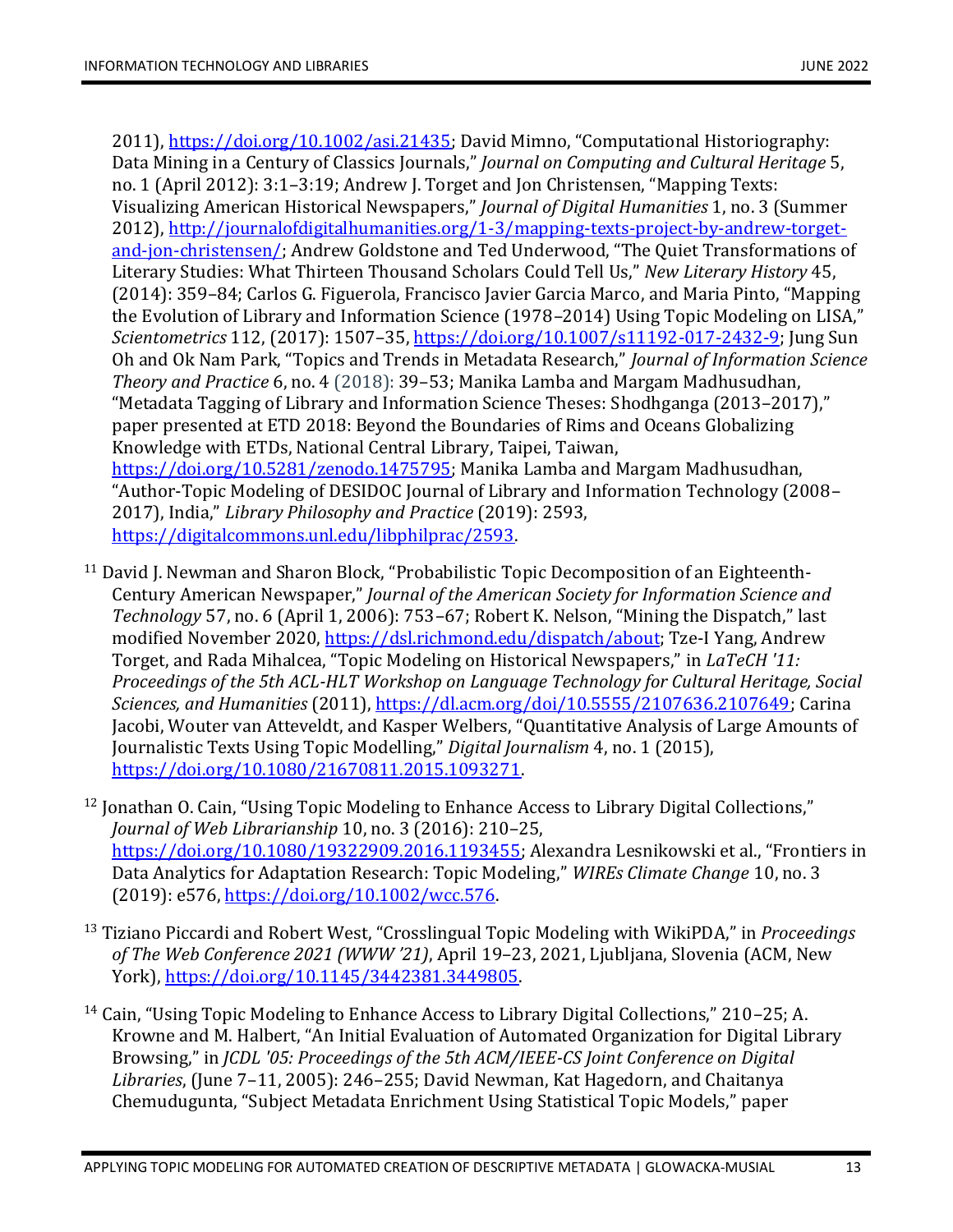2011), https://doi.org/10.1002/asi.21435; David Mimno, "Computational Historiography: Data Mining in a Century of Classics Journals," *Journal on Computing and Cultural Heritage* 5, no. 1 (April 2012): 3:1–3:19; Andrew J. Torget and Jon Christensen, "Mapping Texts: Visualizing American Historical Newspapers," *Journal of Digital Humanities* 1, no. 3 (Summer 2012), http://journalofdigitalhumanities.org/1-3/mapping-texts-project-by-andrew-torget-and-jon-christensen/; Andrew Goldstone and Ted Underwood, "The Quiet Transformations of Literary Studies: What Thirteen Thousand Scholars Could Tell Us," *New Literary History* 45, (2014): 359–84; Carlos G. Figuerola, Francisco Javier Garcia Marco, and Maria Pinto, "Mapping the Evolution of Library and Information Science (1978–2014) Using Topic Modeling on LISA," *Scientometrics* 112, (2017): 1507–35, https://doi.org/10.1007/s11192-017-2432-9; Jung Sun Oh and Ok Nam Park, "Topics and Trends in Metadata Research," *Journal of Information Science Theory and Practice* 6, no. 4 (2018): 39–53; Manika Lamba and Margam Madhusudhan, "Metadata Tagging of Library and Information Science Theses: Shodhganga (2013–2017)," paper presented at ETD 2018: Beyond the Boundaries of Rims and Oceans Globalizing Knowledge with ETDs, National Central Library, Taipei, Taiwan, https://doi.org/10.5281/zenodo.1475795; Manika Lamba and Margam Madhusudhan, "Author-Topic Modeling of DESIDOC Journal of Library and Information Technology (2008–2017), India," *Library Philosophy and Practice* (2019): 2593, https://digitalcommons.unl.edu/libphilprac/2593.

[11] David J. Newman and Sharon Block, "Probabilistic Topic Decomposition of an Eighteenth-Century American Newspaper," *Journal of the American Society for Information Science and Technology* 57, no. 6 (April 1, 2006): 753–67; Robert K. Nelson, "Mining the Dispatch," last modified November 2020, https://dsl.richmond.edu/dispatch/about; Tze-I Yang, Andrew Torget, and Rada Mihalcea, "Topic Modeling on Historical Newspapers," in *LaTeCH '11: Proceedings of the 5th ACL-HLT Workshop on Language Technology for Cultural Heritage, Social Sciences, and Humanities* (2011), https://dl.acm.org/doi/10.5555/2107636.2107649; Carina Jacobi, Wouter van Atteveldt, and Kasper Welbers, "Quantitative Analysis of Large Amounts of Journalistic Texts Using Topic Modelling," *Digital Journalism* 4, no. 1 (2015), https://doi.org/10.1080/21670811.2015.1093271.

[12] Jonathan O. Cain, "Using Topic Modeling to Enhance Access to Library Digital Collections," *Journal of Web Librarianship* 10, no. 3 (2016): 210–25, https://doi.org/10.1080/19322909.2016.1193455; Alexandra Lesnikowski et al., "Frontiers in Data Analytics for Adaptation Research: Topic Modeling," *WIREs Climate Change* 10, no. 3 (2019): e576, https://doi.org/10.1002/wcc.576.

[13] Tiziano Piccardi and Robert West, "Crosslingual Topic Modeling with WikiPDA," in *Proceedings of The Web Conference 2021 (WWW '21)*, April 19–23, 2021, Ljubljana, Slovenia (ACM, New York), https://doi.org/10.1145/3442381.3449805.

[14] Cain, "Using Topic Modeling to Enhance Access to Library Digital Collections," 210–25; A. Krowne and M. Halbert, "An Initial Evaluation of Automated Organization for Digital Library Browsing," in *JCDL '05: Proceedings of the 5th ACM/IEEE-CS Joint Conference on Digital Libraries*, (June 7–11, 2005): 246–255; David Newman, Kat Hagedorn, and Chaitanya Chemudugunta, "Subject Metadata Enrichment Using Statistical Topic Models," paper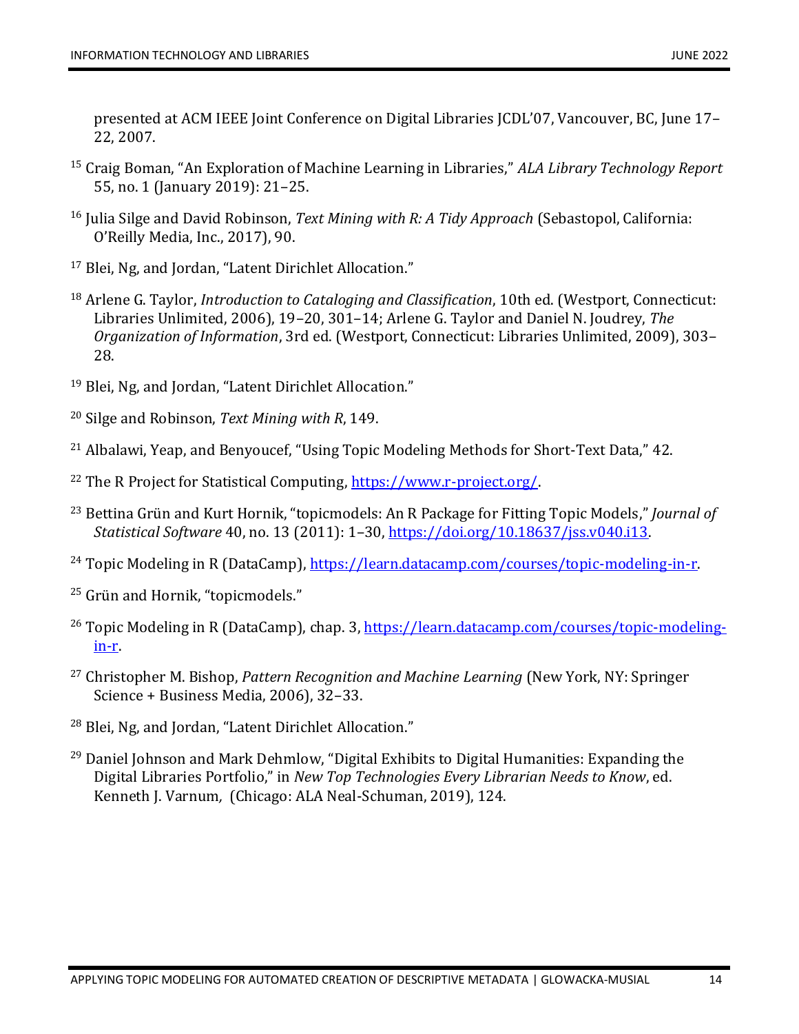presented at ACM IEEE Joint Conference on Digital Libraries JCDL'07, Vancouver, BC, June 17–22, 2007.

[15] Craig Boman, "An Exploration of Machine Learning in Libraries," *ALA Library Technology Report* 55, no. 1 (January 2019): 21–25.

[16] Julia Silge and David Robinson, *Text Mining with R: A Tidy Approach* (Sebastopol, California: O'Reilly Media, Inc., 2017), 90.

[17] Blei, Ng, and Jordan, "Latent Dirichlet Allocation."

[18] Arlene G. Taylor, *Introduction to Cataloging and Classification*, 10th ed. (Westport, Connecticut: Libraries Unlimited, 2006), 19–20, 301–14; Arlene G. Taylor and Daniel N. Joudrey, *The Organization of Information*, 3rd ed. (Westport, Connecticut: Libraries Unlimited, 2009), 303–28.

[19] Blei, Ng, and Jordan, "Latent Dirichlet Allocation."

[20] Silge and Robinson, *Text Mining with R*, 149.

[21] Albalawi, Yeap, and Benyoucef, "Using Topic Modeling Methods for Short-Text Data," 42.

[22] The R Project for Statistical Computing, https://www.r-project.org/.

[23] Bettina Grün and Kurt Hornik, "topicmodels: An R Package for Fitting Topic Models," *Journal of Statistical Software* 40, no. 13 (2011): 1–30, https://doi.org/10.18637/jss.v040.i13.

[24] Topic Modeling in R (DataCamp), https://learn.datacamp.com/courses/topic-modeling-in-r.

[25] Grün and Hornik, "topicmodels."

[26] Topic Modeling in R (DataCamp), chap. 3, https://learn.datacamp.com/courses/topic-modeling-in-r.

[27] Christopher M. Bishop, *Pattern Recognition and Machine Learning* (New York, NY: Springer Science + Business Media, 2006), 32–33.

[28] Blei, Ng, and Jordan, "Latent Dirichlet Allocation."

[29] Daniel Johnson and Mark Dehmlow, "Digital Exhibits to Digital Humanities: Expanding the Digital Libraries Portfolio," in *New Top Technologies Every Librarian Needs to Know*, ed. Kenneth J. Varnum, (Chicago: ALA Neal-Schuman, 2019), 124.